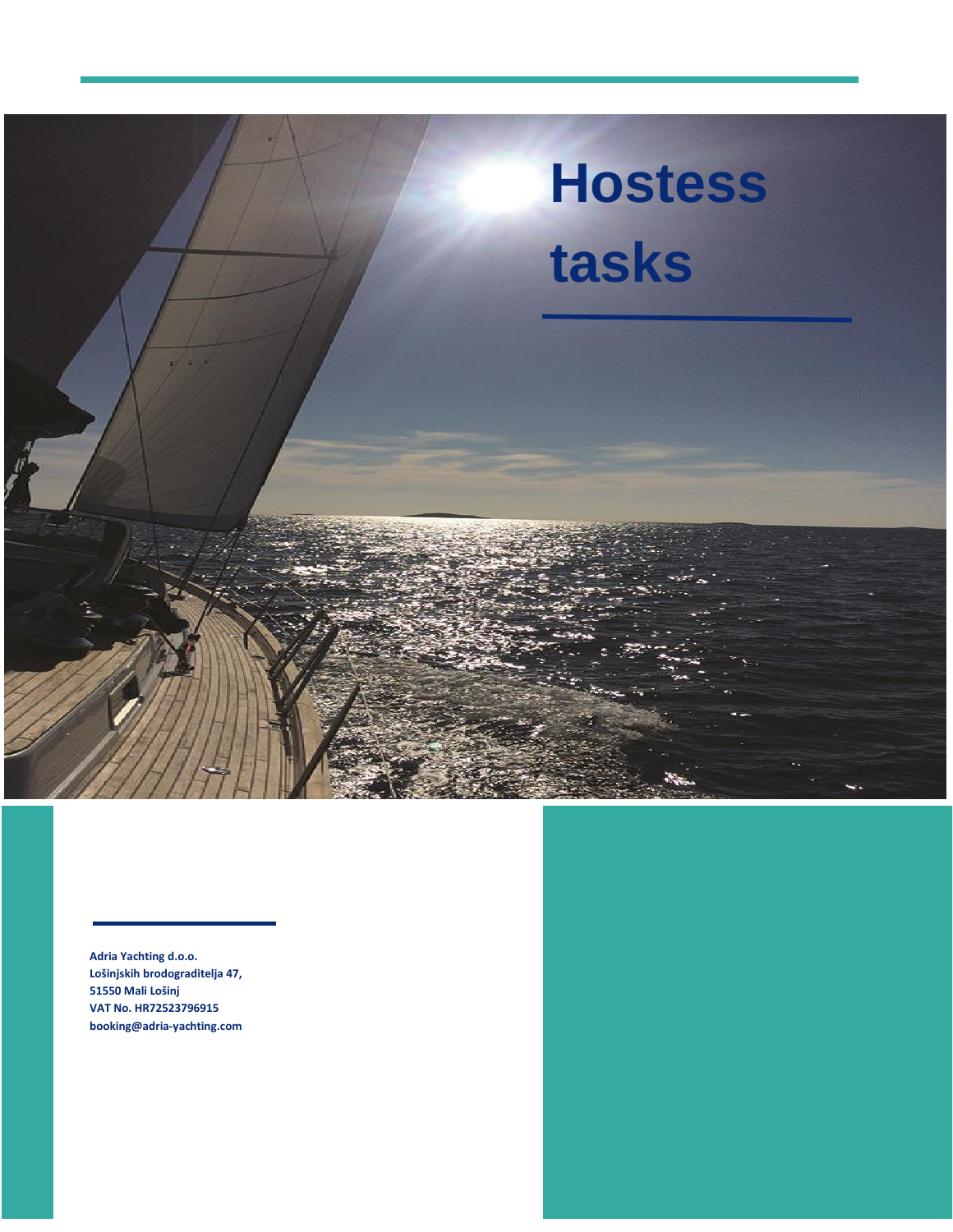# Hostess tasks

**Adria Yachting d.o.o.**
**Lošinjskih brodograditelja 47,**
**51550 Mali Lošinj**
**VAT No. HR72523796915**
**booking@adria-yachting.com**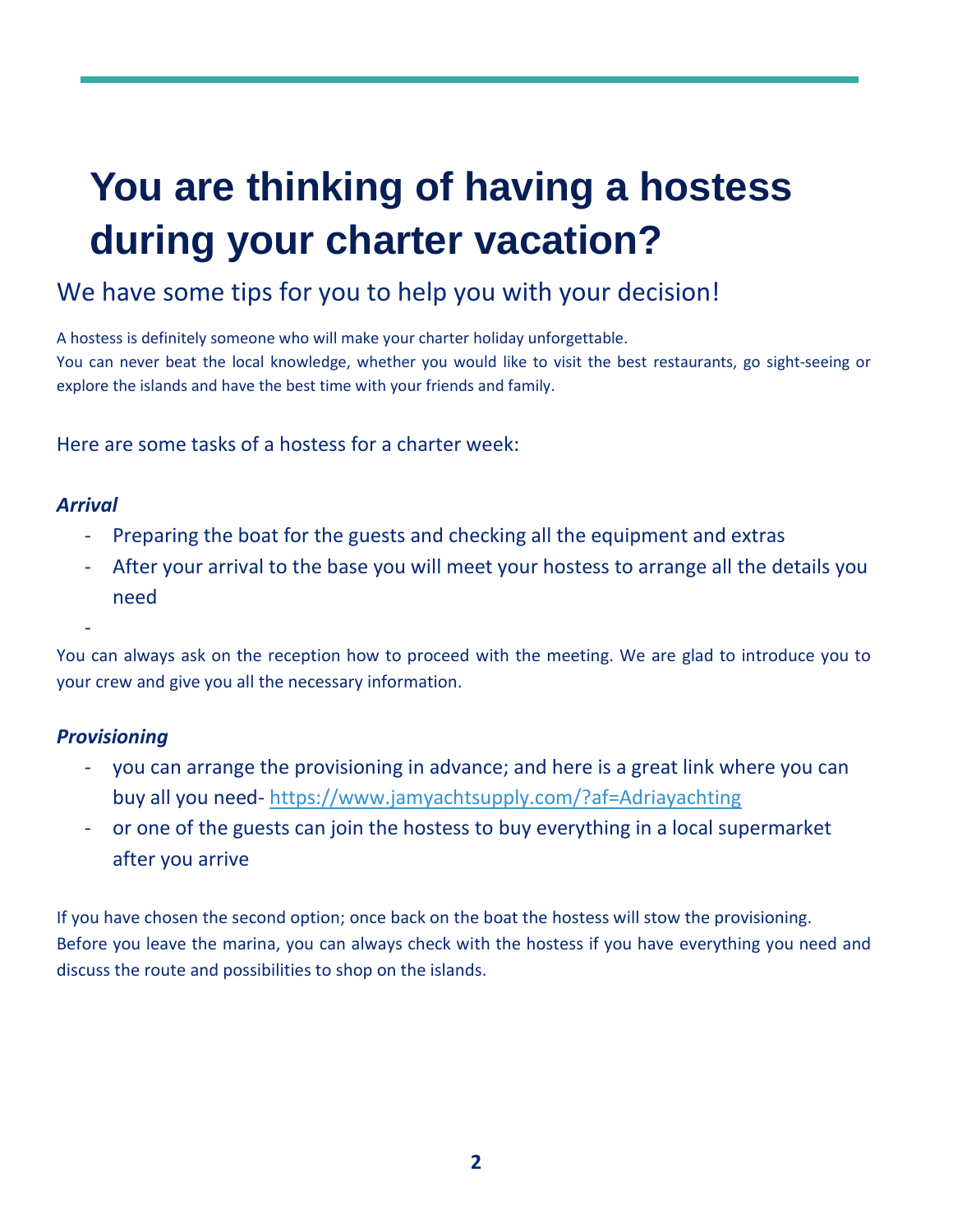# You are thinking of having a hostess during your charter vacation?

## We have some tips for you to help you with your decision!

A hostess is definitely someone who will make your charter holiday unforgettable.
You can never beat the local knowledge, whether you would like to visit the best restaurants, go sight-seeing or explore the islands and have the best time with your friends and family.

Here are some tasks of a hostess for a charter week:

***Arrival***

- Preparing the boat for the guests and checking all the equipment and extras
- After your arrival to the base you will meet your hostess to arrange all the details you need
-

You can always ask on the reception how to proceed with the meeting. We are glad to introduce you to your crew and give you all the necessary information.

***Provisioning***

- you can arrange the provisioning in advance; and here is a great link where you can buy all you need- [https://www.jamyachtsupply.com/?af=Adriayachting](https://www.jamyachtsupply.com/?af=Adriayachting)
- or one of the guests can join the hostess to buy everything in a local supermarket after you arrive

If you have chosen the second option; once back on the boat the hostess will stow the provisioning.
Before you leave the marina, you can always check with the hostess if you have everything you need and discuss the route and possibilities to shop on the islands.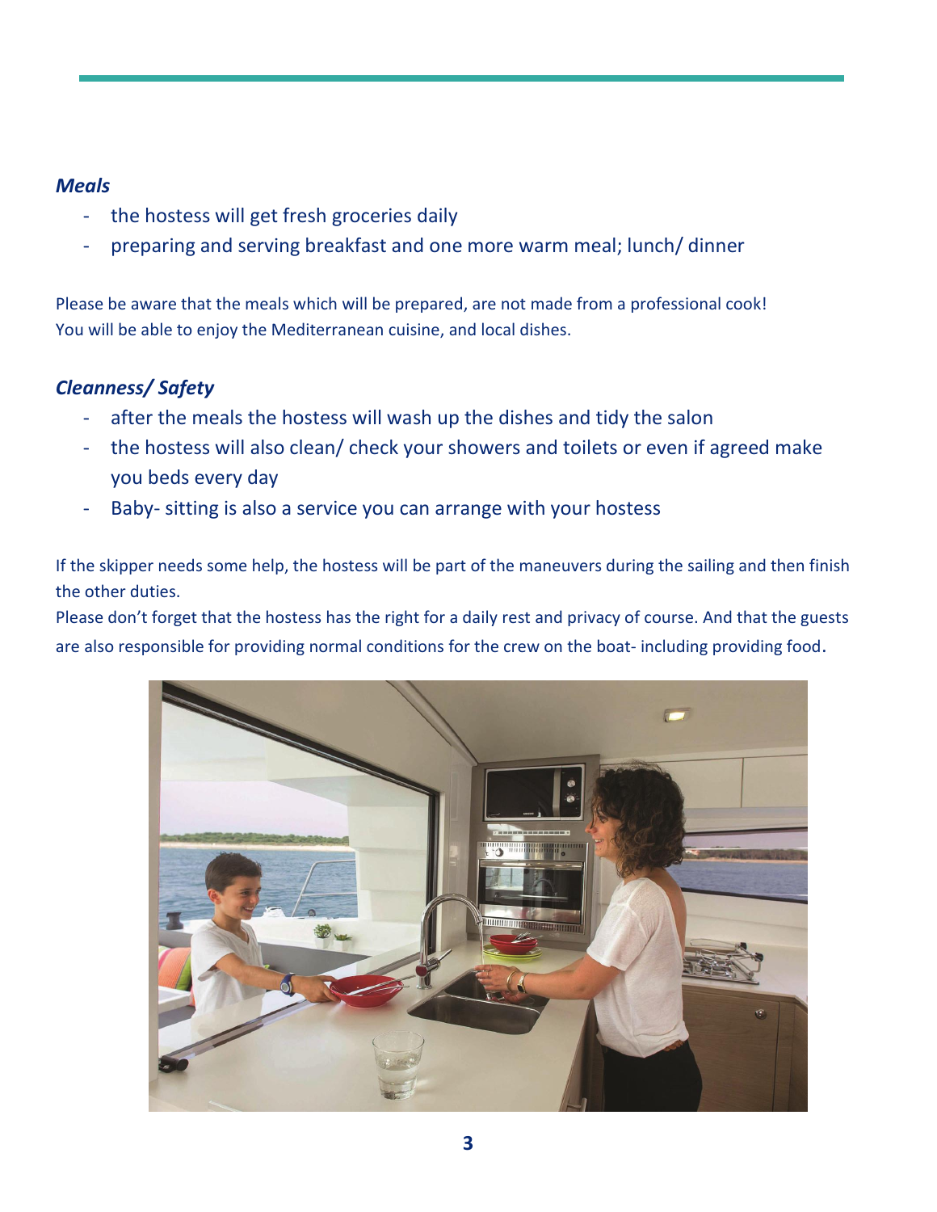### *Meals*

- the hostess will get fresh groceries daily
- preparing and serving breakfast and one more warm meal; lunch/ dinner

Please be aware that the meals which will be prepared, are not made from a professional cook!
You will be able to enjoy the Mediterranean cuisine, and local dishes.

### *Cleanness/ Safety*

- after the meals the hostess will wash up the dishes and tidy the salon
- the hostess will also clean/ check your showers and toilets or even if agreed make you beds every day
- Baby- sitting is also a service you can arrange with your hostess

If the skipper needs some help, the hostess will be part of the maneuvers during the sailing and then finish the other duties.
Please don't forget that the hostess has the right for a daily rest and privacy of course. And that the guests are also responsible for providing normal conditions for the crew on the boat- including providing food.